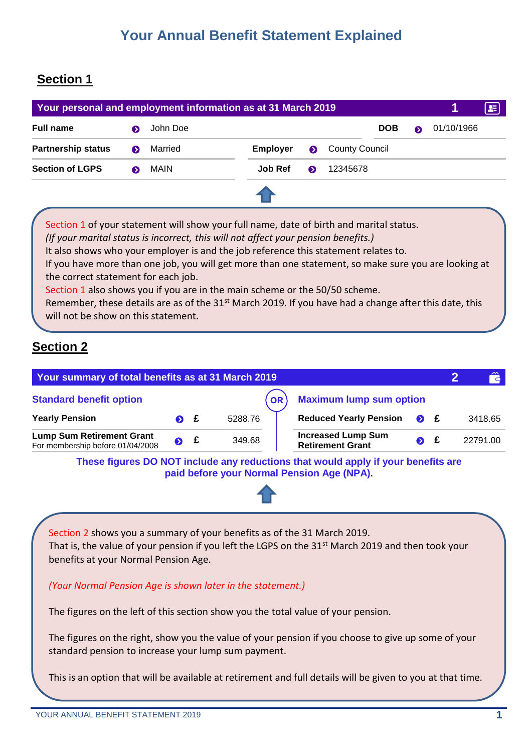# Your Annual Benefit Statement Explained

## Section 1

**Your personal and employment information as at 31 March 2019** — 1

| | | | |
|---|---|---|---|
| **Full name** | John Doe | **DOB** | 01/10/1966 |
| **Partnership status** | Married | **Employer** | County Council |
| **Section of LGPS** | MAIN | **Job Ref** | 12345678 |

Section 1 of your statement will show your full name, date of birth and marital status.
*(If your marital status is incorrect, this will not affect your pension benefits.)*
It also shows who your employer is and the job reference this statement relates to.
If you have more than one job, you will get more than one statement, so make sure you are looking at the correct statement for each job.
Section 1 also shows you if you are in the main scheme or the 50/50 scheme.
Remember, these details are as of the 31st March 2019. If you have had a change after this date, this will not be show on this statement.

## Section 2

**Your summary of total benefits as at 31 March 2019** — 2

| Standard benefit option | | | OR | Maximum lump sum option | | |
|---|---|---|---|---|---|---|
| **Yearly Pension** | £ | 5288.76 | | **Reduced Yearly Pension** | £ | 3418.65 |
| **Lump Sum Retirement Grant** For membership before 01/04/2008 | £ | 349.68 | | **Increased Lump Sum Retirement Grant** | £ | 22791.00 |

**These figures DO NOT include any reductions that would apply if your benefits are paid before your Normal Pension Age (NPA).**

Section 2 shows you a summary of your benefits as of the 31 March 2019.
That is, the value of your pension if you left the LGPS on the 31st March 2019 and then took your benefits at your Normal Pension Age.

*(Your Normal Pension Age is shown later in the statement.)*

The figures on the left of this section show you the total value of your pension.

The figures on the right, show you the value of your pension if you choose to give up some of your standard pension to increase your lump sum payment.

This is an option that will be available at retirement and full details will be given to you at that time.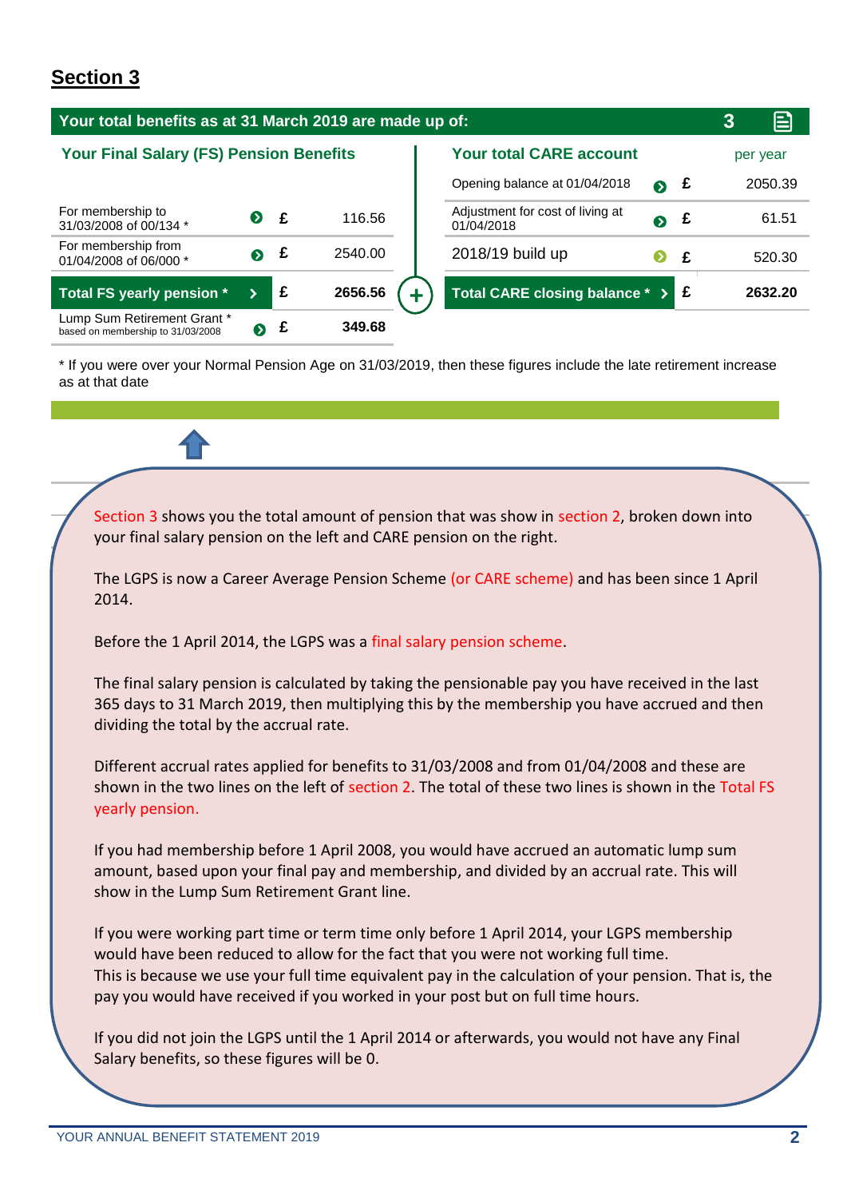## Section 3

**Your total benefits as at 31 March 2019 are made up of:** 3

| Your Final Salary (FS) Pension Benefits | | |
|---|---|---|
| For membership to 31/03/2008 of 00/134 * | £ | 116.56 |
| For membership from 01/04/2008 of 06/000 * | £ | 2540.00 |
| **Total FS yearly pension *** | £ | **2656.56** |
| Lump Sum Retirement Grant * based on membership to 31/03/2008 | £ | **349.68** |

+

| Your total CARE account | | per year |
|---|---|---|
| Opening balance at 01/04/2018 | £ | 2050.39 |
| Adjustment for cost of living at 01/04/2018 | £ | 61.51 |
| 2018/19 build up | £ | 520.30 |
| **Total CARE closing balance *** | £ | **2632.20** |

\* If you were over your Normal Pension Age on 31/03/2019, then these figures include the late retirement increase as at that date

Section 3 shows you the total amount of pension that was show in section 2, broken down into your final salary pension on the left and CARE pension on the right.

The LGPS is now a Career Average Pension Scheme (or CARE scheme) and has been since 1 April 2014.

Before the 1 April 2014, the LGPS was a final salary pension scheme.

The final salary pension is calculated by taking the pensionable pay you have received in the last 365 days to 31 March 2019, then multiplying this by the membership you have accrued and then dividing the total by the accrual rate.

Different accrual rates applied for benefits to 31/03/2008 and from 01/04/2008 and these are shown in the two lines on the left of section 2. The total of these two lines is shown in the Total FS yearly pension.

If you had membership before 1 April 2008, you would have accrued an automatic lump sum amount, based upon your final pay and membership, and divided by an accrual rate. This will show in the Lump Sum Retirement Grant line.

If you were working part time or term time only before 1 April 2014, your LGPS membership would have been reduced to allow for the fact that you were not working full time.
This is because we use your full time equivalent pay in the calculation of your pension. That is, the pay you would have received if you worked in your post but on full time hours.

If you did not join the LGPS until the 1 April 2014 or afterwards, you would not have any Final Salary benefits, so these figures will be 0.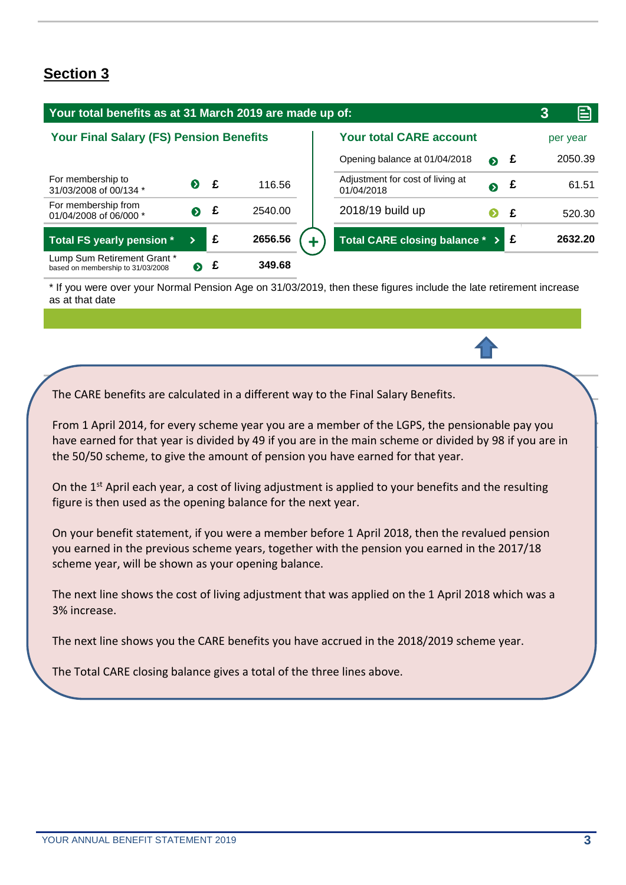## Section 3

**Your total benefits as at 31 March 2019 are made up of:**

### Your Final Salary (FS) Pension Benefits

| | | per year |
|---|---|---|
| For membership to 31/03/2008 of 00/134 * | £ | 116.56 |
| For membership from 01/04/2008 of 06/000 * | £ | 2540.00 |
| **Total FS yearly pension *** | £ | **2656.56** |
| Lump Sum Retirement Grant * based on membership to 31/03/2008 | £ | **349.68** |

### Your total CARE account

| | | per year |
|---|---|---|
| Opening balance at 01/04/2018 | £ | 2050.39 |
| Adjustment for cost of living at 01/04/2018 | £ | 61.51 |
| 2018/19 build up | £ | 520.30 |
| **Total CARE closing balance *** | £ | **2632.20** |

* If you were over your Normal Pension Age on 31/03/2019, then these figures include the late retirement increase as at that date

The CARE benefits are calculated in a different way to the Final Salary Benefits.

From 1 April 2014, for every scheme year you are a member of the LGPS, the pensionable pay you have earned for that year is divided by 49 if you are in the main scheme or divided by 98 if you are in the 50/50 scheme, to give the amount of pension you have earned for that year.

On the 1st April each year, a cost of living adjustment is applied to your benefits and the resulting figure is then used as the opening balance for the next year.

On your benefit statement, if you were a member before 1 April 2018, then the revalued pension you earned in the previous scheme years, together with the pension you earned in the 2017/18 scheme year, will be shown as your opening balance.

The next line shows the cost of living adjustment that was applied on the 1 April 2018 which was a 3% increase.

The next line shows you the CARE benefits you have accrued in the 2018/2019 scheme year.

The Total CARE closing balance gives a total of the three lines above.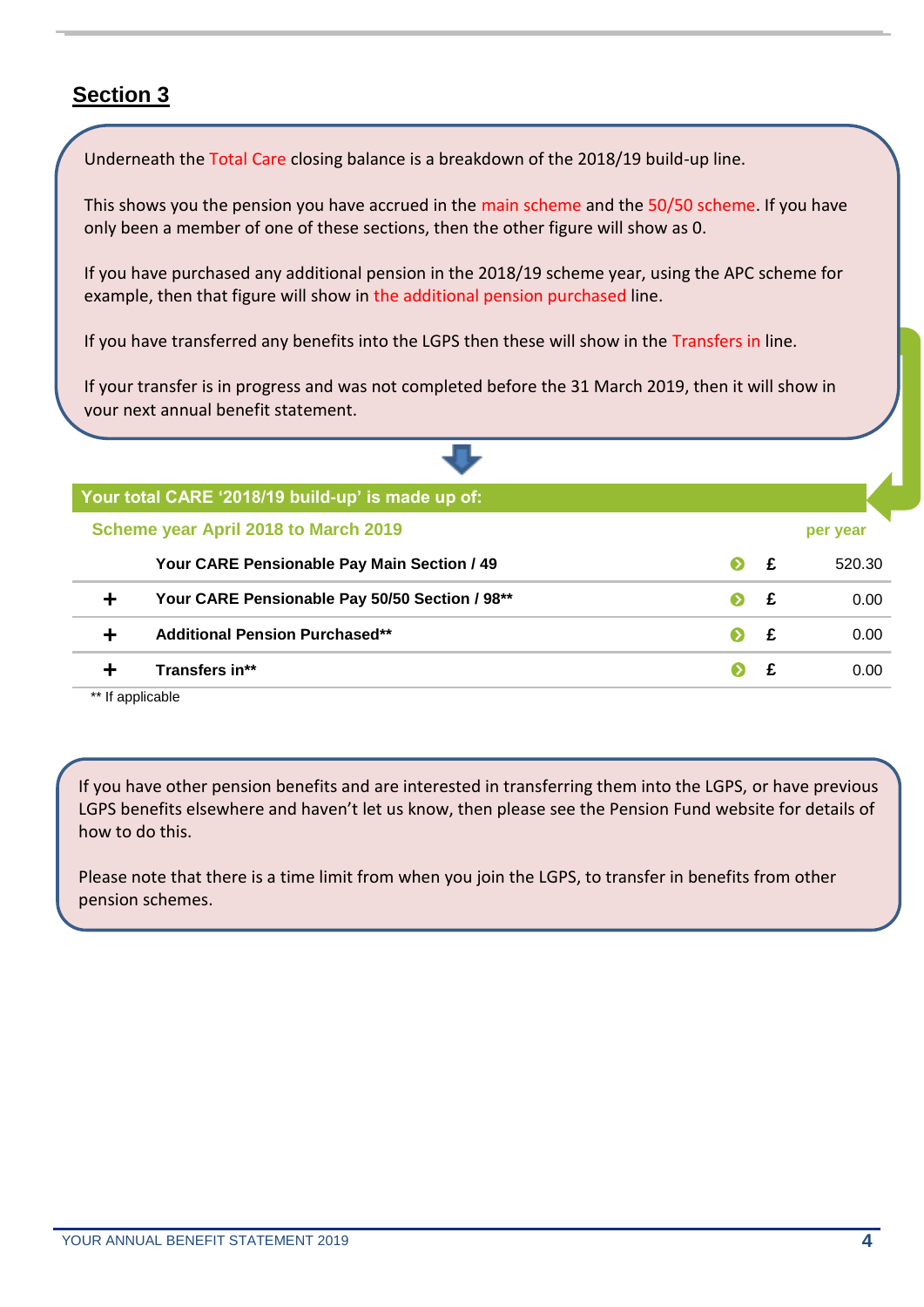## Section 3

Underneath the Total Care closing balance is a breakdown of the 2018/19 build-up line.

This shows you the pension you have accrued in the main scheme and the 50/50 scheme. If you have only been a member of one of these sections, then the other figure will show as 0.

If you have purchased any additional pension in the 2018/19 scheme year, using the APC scheme for example, then that figure will show in the additional pension purchased line.

If you have transferred any benefits into the LGPS then these will show in the Transfers in line.

If your transfer is in progress and was not completed before the 31 March 2019, then it will show in your next annual benefit statement.

**Your total CARE '2018/19 build-up' is made up of:**

| | Scheme year April 2018 to March 2019 | | per year |
|---|---|---|---|
| | **Your CARE Pensionable Pay Main Section / 49** | **£** | 520.30 |
| **+** | **Your CARE Pensionable Pay 50/50 Section / 98\*\*** | **£** | 0.00 |
| **+** | **Additional Pension Purchased\*\*** | **£** | 0.00 |
| **+** | **Transfers in\*\*** | **£** | 0.00 |

** If applicable

If you have other pension benefits and are interested in transferring them into the LGPS, or have previous LGPS benefits elsewhere and haven't let us know, then please see the Pension Fund website for details of how to do this.

Please note that there is a time limit from when you join the LGPS, to transfer in benefits from other pension schemes.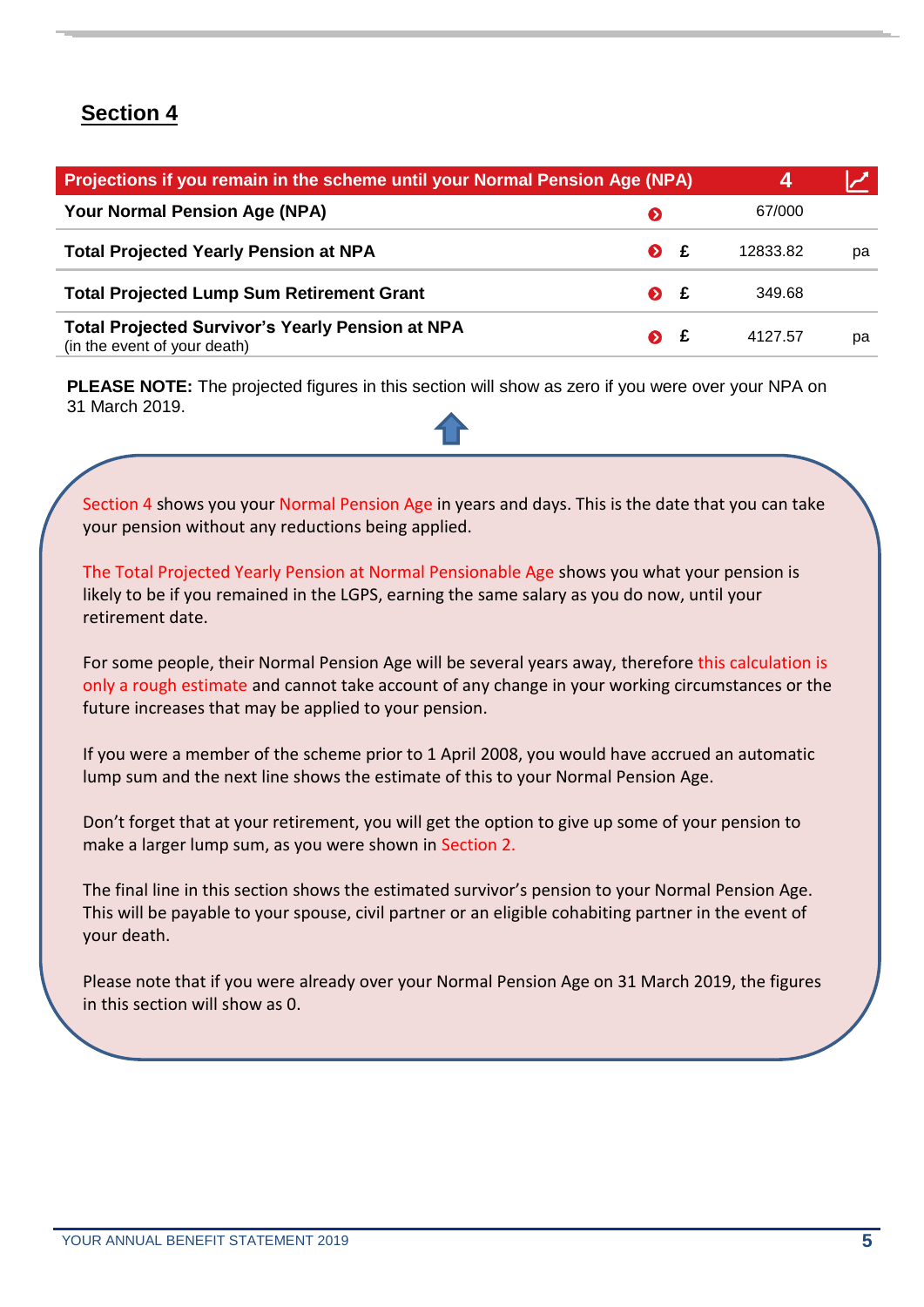## Section 4

| Projections if you remain in the scheme until your Normal Pension Age (NPA) | | 4 | |
|---|---|---|---|
| **Your Normal Pension Age (NPA)** | | 67/000 | |
| **Total Projected Yearly Pension at NPA** | £ | 12833.82 | pa |
| **Total Projected Lump Sum Retirement Grant** | £ | 349.68 | |
| **Total Projected Survivor's Yearly Pension at NPA** (in the event of your death) | £ | 4127.57 | pa |

**PLEASE NOTE:** The projected figures in this section will show as zero if you were over your NPA on 31 March 2019.

Section 4 shows you your Normal Pension Age in years and days. This is the date that you can take your pension without any reductions being applied.

The Total Projected Yearly Pension at Normal Pensionable Age shows you what your pension is likely to be if you remained in the LGPS, earning the same salary as you do now, until your retirement date.

For some people, their Normal Pension Age will be several years away, therefore this calculation is only a rough estimate and cannot take account of any change in your working circumstances or the future increases that may be applied to your pension.

If you were a member of the scheme prior to 1 April 2008, you would have accrued an automatic lump sum and the next line shows the estimate of this to your Normal Pension Age.

Don't forget that at your retirement, you will get the option to give up some of your pension to make a larger lump sum, as you were shown in Section 2.

The final line in this section shows the estimated survivor's pension to your Normal Pension Age. This will be payable to your spouse, civil partner or an eligible cohabiting partner in the event of your death.

Please note that if you were already over your Normal Pension Age on 31 March 2019, the figures in this section will show as 0.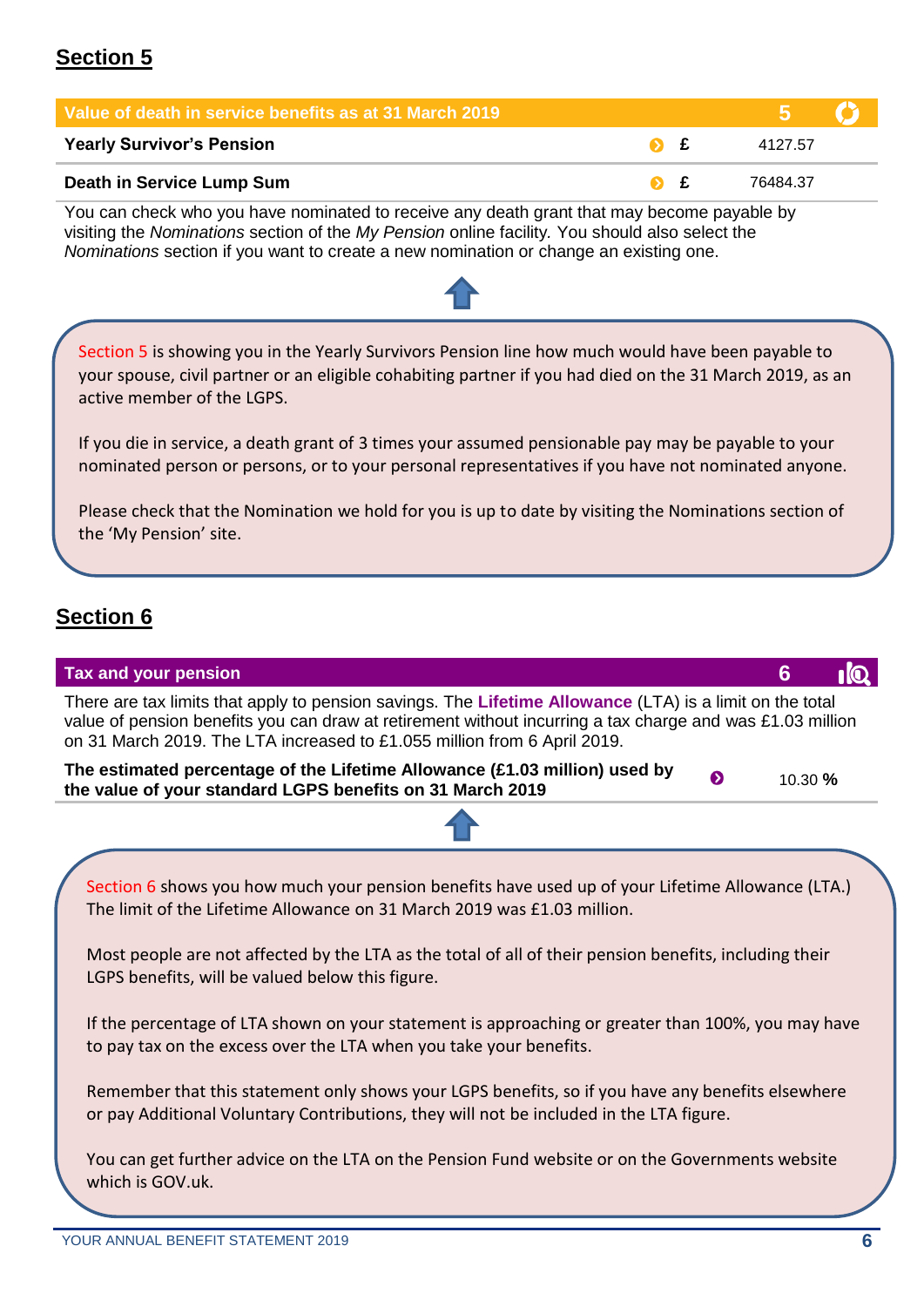## Section 5

| Value of death in service benefits as at 31 March 2019 | | 5 |
|---|---|---|
| **Yearly Survivor's Pension** | £ | 4127.57 |
| **Death in Service Lump Sum** | £ | 76484.37 |

You can check who you have nominated to receive any death grant that may become payable by visiting the *Nominations* section of the *My Pension* online facility. You should also select the *Nominations* section if you want to create a new nomination or change an existing one.

Section 5 is showing you in the Yearly Survivors Pension line how much would have been payable to your spouse, civil partner or an eligible cohabiting partner if you had died on the 31 March 2019, as an active member of the LGPS.

If you die in service, a death grant of 3 times your assumed pensionable pay may be payable to your nominated person or persons, or to your personal representatives if you have not nominated anyone.

Please check that the Nomination we hold for you is up to date by visiting the Nominations section of the 'My Pension' site.

## Section 6

| Tax and your pension | 6 |
|---|---|

There are tax limits that apply to pension savings. The **Lifetime Allowance** (LTA) is a limit on the total value of pension benefits you can draw at retirement without incurring a tax charge and was £1.03 million on 31 March 2019. The LTA increased to £1.055 million from 6 April 2019.

| **The estimated percentage of the Lifetime Allowance (£1.03 million) used by the value of your standard LGPS benefits on 31 March 2019** | 10.30 **%** |
|---|---|

Section 6 shows you how much your pension benefits have used up of your Lifetime Allowance (LTA.) The limit of the Lifetime Allowance on 31 March 2019 was £1.03 million.

Most people are not affected by the LTA as the total of all of their pension benefits, including their LGPS benefits, will be valued below this figure.

If the percentage of LTA shown on your statement is approaching or greater than 100%, you may have to pay tax on the excess over the LTA when you take your benefits.

Remember that this statement only shows your LGPS benefits, so if you have any benefits elsewhere or pay Additional Voluntary Contributions, they will not be included in the LTA figure.

You can get further advice on the LTA on the Pension Fund website or on the Governments website which is GOV.uk.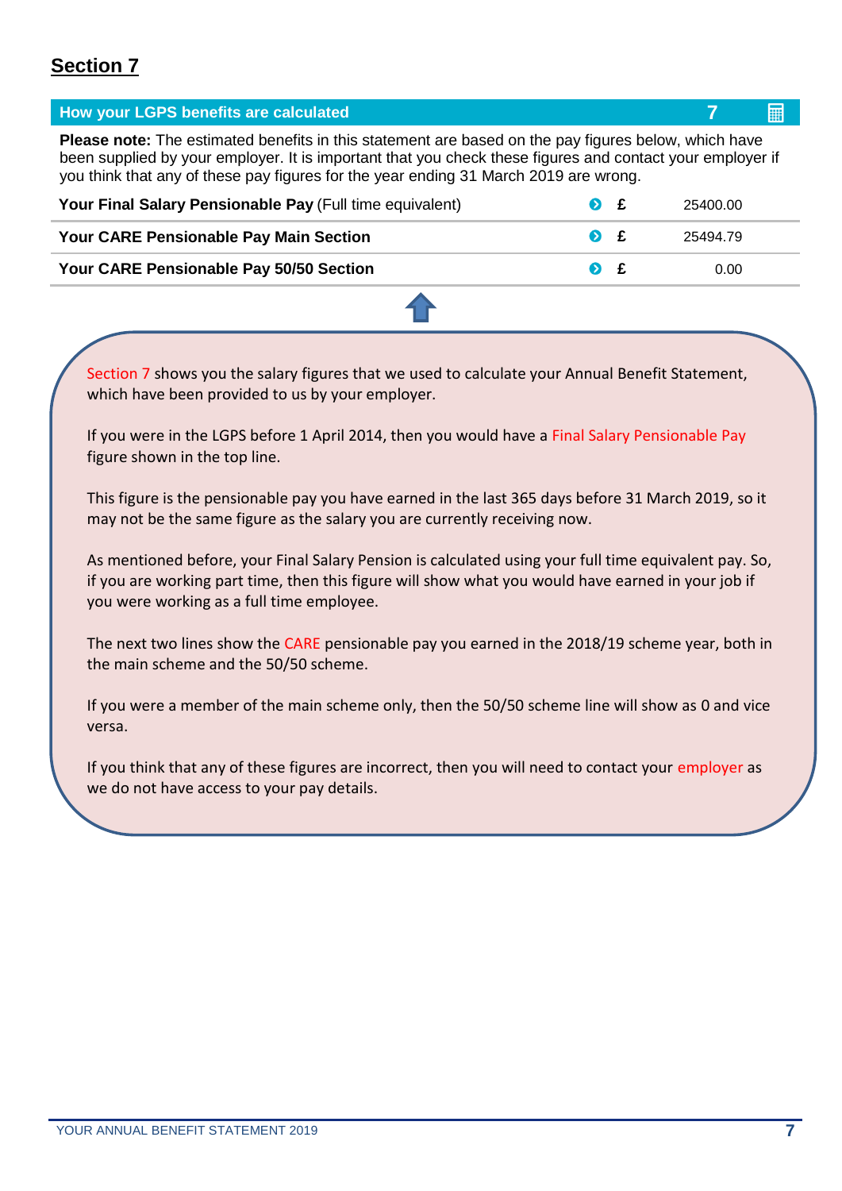# Section 7

## How your LGPS benefits are calculated

**Please note:** The estimated benefits in this statement are based on the pay figures below, which have been supplied by your employer. It is important that you check these figures and contact your employer if you think that any of these pay figures for the year ending 31 March 2019 are wrong.

| | | |
|---|---|---|
| **Your Final Salary Pensionable Pay** (Full time equivalent) | £ | 25400.00 |
| **Your CARE Pensionable Pay Main Section** | £ | 25494.79 |
| **Your CARE Pensionable Pay 50/50 Section** | £ | 0.00 |

Section 7 shows you the salary figures that we used to calculate your Annual Benefit Statement, which have been provided to us by your employer.

If you were in the LGPS before 1 April 2014, then you would have a Final Salary Pensionable Pay figure shown in the top line.

This figure is the pensionable pay you have earned in the last 365 days before 31 March 2019, so it may not be the same figure as the salary you are currently receiving now.

As mentioned before, your Final Salary Pension is calculated using your full time equivalent pay. So, if you are working part time, then this figure will show what you would have earned in your job if you were working as a full time employee.

The next two lines show the CARE pensionable pay you earned in the 2018/19 scheme year, both in the main scheme and the 50/50 scheme.

If you were a member of the main scheme only, then the 50/50 scheme line will show as 0 and vice versa.

If you think that any of these figures are incorrect, then you will need to contact your employer as we do not have access to your pay details.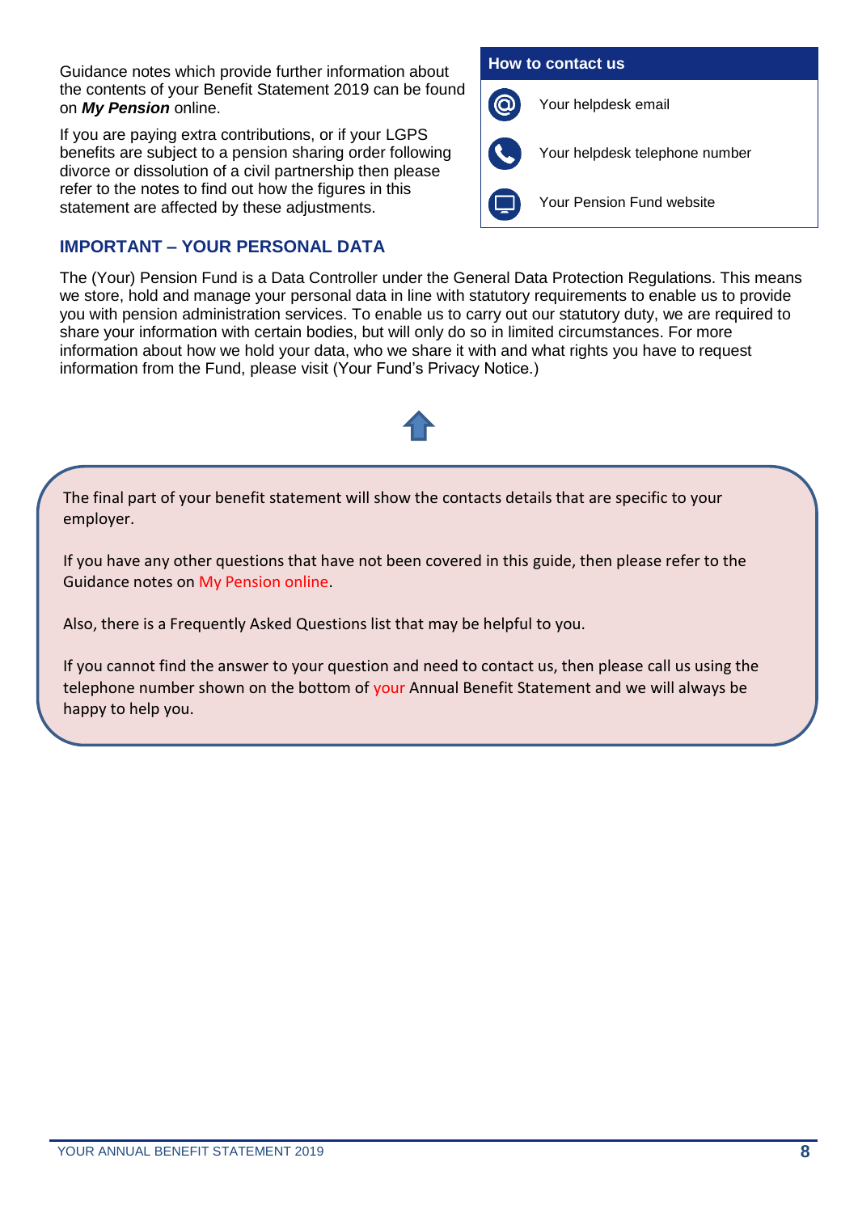Guidance notes which provide further information about the contents of your Benefit Statement 2019 can be found on ***My Pension*** online.

If you are paying extra contributions, or if your LGPS benefits are subject to a pension sharing order following divorce or dissolution of a civil partnership then please refer to the notes to find out how the figures in this statement are affected by these adjustments.

**How to contact us**

- Your helpdesk email
- Your helpdesk telephone number
- Your Pension Fund website

## IMPORTANT – YOUR PERSONAL DATA

The (Your) Pension Fund is a Data Controller under the General Data Protection Regulations. This means we store, hold and manage your personal data in line with statutory requirements to enable us to provide you with pension administration services. To enable us to carry out our statutory duty, we are required to share your information with certain bodies, but will only do so in limited circumstances. For more information about how we hold your data, who we share it with and what rights you have to request information from the Fund, please visit (Your Fund's Privacy Notice.)

The final part of your benefit statement will show the contacts details that are specific to your employer.

If you have any other questions that have not been covered in this guide, then please refer to the Guidance notes on My Pension online.

Also, there is a Frequently Asked Questions list that may be helpful to you.

If you cannot find the answer to your question and need to contact us, then please call us using the telephone number shown on the bottom of your Annual Benefit Statement and we will always be happy to help you.